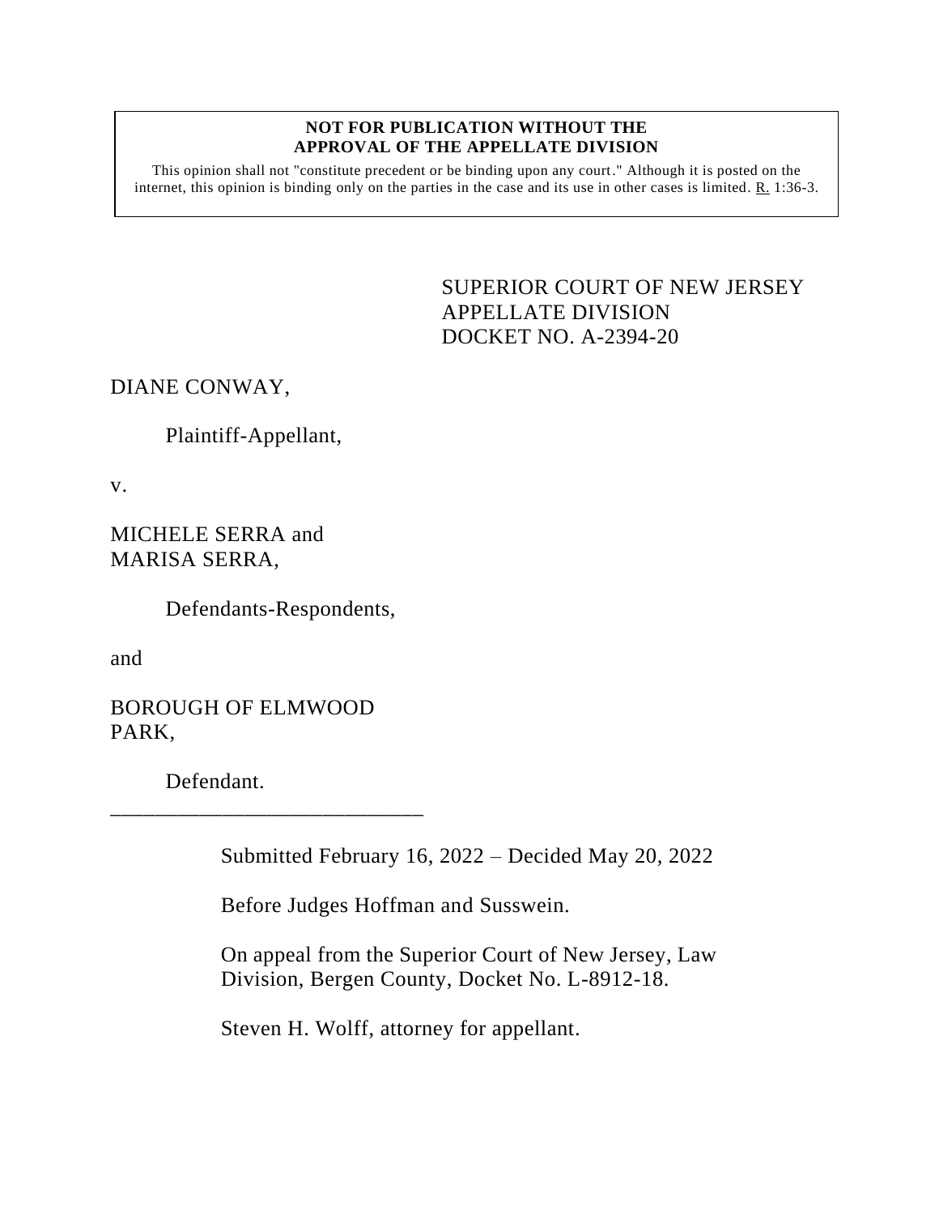**NOT FOR PUBLICATION WITHOUT THE APPROVAL OF THE APPELLATE DIVISION**

This opinion shall not "constitute precedent or be binding upon any court." Although it is posted on the internet, this opinion is binding only on the parties in the case and its use in other cases is limited. R. 1:36-3.

SUPERIOR COURT OF NEW JERSEY
APPELLATE DIVISION
DOCKET NO. A-2394-20

DIANE CONWAY,

Plaintiff-Appellant,

v.

MICHELE SERRA and MARISA SERRA,

Defendants-Respondents,

and

BOROUGH OF ELMWOOD PARK,

Defendant.

\_\_\_\_\_\_\_\_\_\_\_\_\_\_\_\_\_\_\_\_\_\_\_\_\_\_\_\_\_\_

Submitted February 16, 2022 – Decided May 20, 2022

Before Judges Hoffman and Susswein.

On appeal from the Superior Court of New Jersey, Law Division, Bergen County, Docket No. L-8912-18.

Steven H. Wolff, attorney for appellant.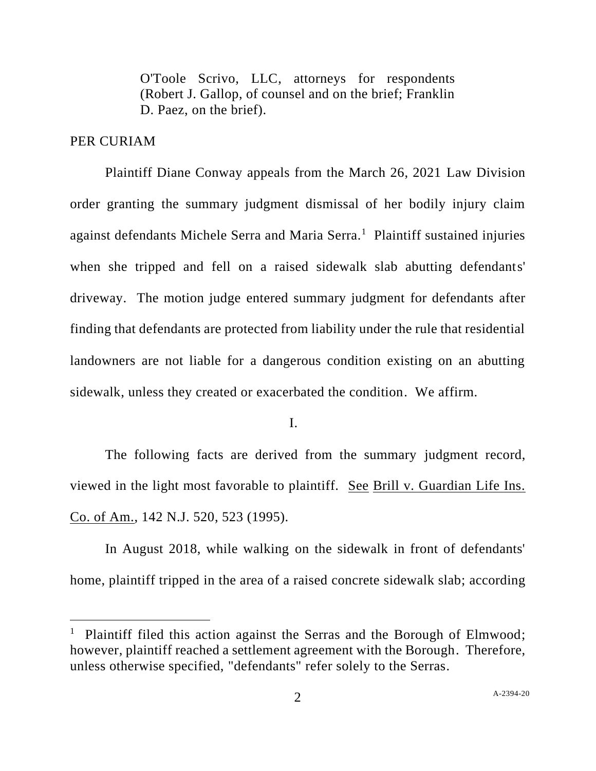O'Toole Scrivo, LLC, attorneys for respondents (Robert J. Gallop, of counsel and on the brief; Franklin D. Paez, on the brief).

PER CURIAM

Plaintiff Diane Conway appeals from the March 26, 2021 Law Division order granting the summary judgment dismissal of her bodily injury claim against defendants Michele Serra and Maria Serra.[1] Plaintiff sustained injuries when she tripped and fell on a raised sidewalk slab abutting defendants' driveway. The motion judge entered summary judgment for defendants after finding that defendants are protected from liability under the rule that residential landowners are not liable for a dangerous condition existing on an abutting sidewalk, unless they created or exacerbated the condition. We affirm.

I.

The following facts are derived from the summary judgment record, viewed in the light most favorable to plaintiff. See Brill v. Guardian Life Ins. Co. of Am., 142 N.J. 520, 523 (1995).

In August 2018, while walking on the sidewalk in front of defendants' home, plaintiff tripped in the area of a raised concrete sidewalk slab; according

[1] Plaintiff filed this action against the Serras and the Borough of Elmwood; however, plaintiff reached a settlement agreement with the Borough. Therefore, unless otherwise specified, "defendants" refer solely to the Serras.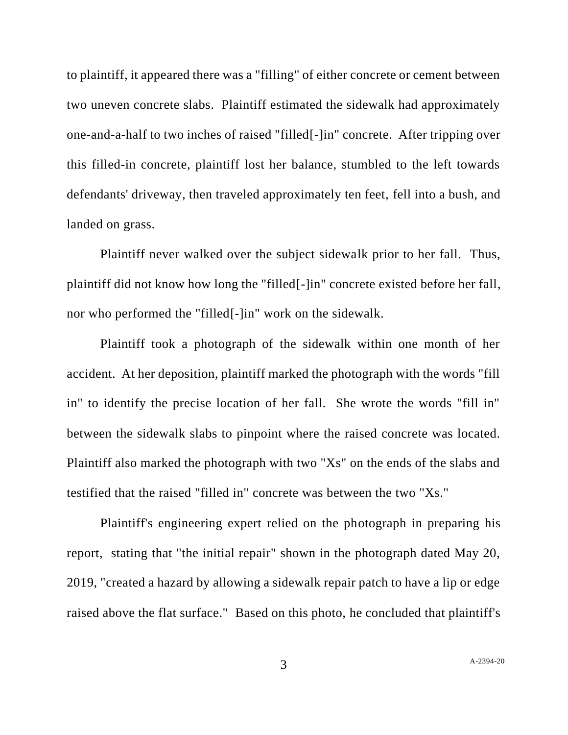to plaintiff, it appeared there was a "filling" of either concrete or cement between two uneven concrete slabs. Plaintiff estimated the sidewalk had approximately one-and-a-half to two inches of raised "filled[-]in" concrete. After tripping over this filled-in concrete, plaintiff lost her balance, stumbled to the left towards defendants' driveway, then traveled approximately ten feet, fell into a bush, and landed on grass.

Plaintiff never walked over the subject sidewalk prior to her fall. Thus, plaintiff did not know how long the "filled[-]in" concrete existed before her fall, nor who performed the "filled[-]in" work on the sidewalk.

Plaintiff took a photograph of the sidewalk within one month of her accident. At her deposition, plaintiff marked the photograph with the words "fill in" to identify the precise location of her fall. She wrote the words "fill in" between the sidewalk slabs to pinpoint where the raised concrete was located. Plaintiff also marked the photograph with two "Xs" on the ends of the slabs and testified that the raised "filled in" concrete was between the two "Xs."

Plaintiff's engineering expert relied on the photograph in preparing his report, stating that "the initial repair" shown in the photograph dated May 20, 2019, "created a hazard by allowing a sidewalk repair patch to have a lip or edge raised above the flat surface." Based on this photo, he concluded that plaintiff's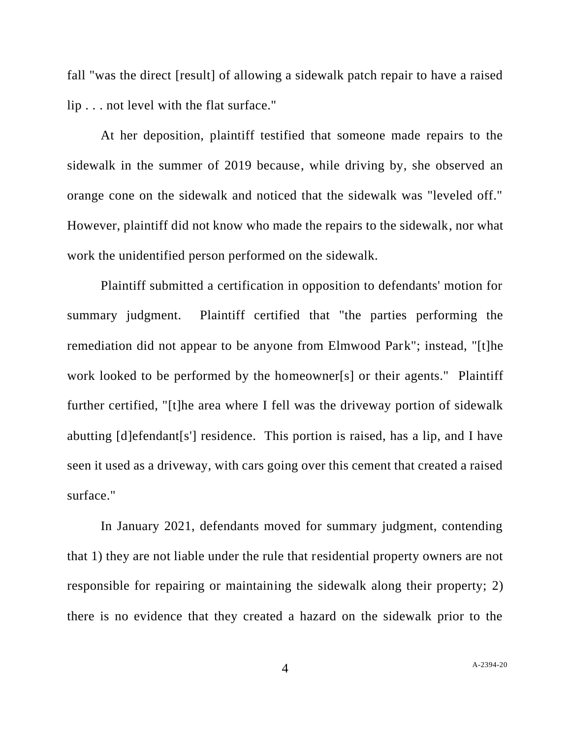fall "was the direct [result] of allowing a sidewalk patch repair to have a raised lip . . . not level with the flat surface."

At her deposition, plaintiff testified that someone made repairs to the sidewalk in the summer of 2019 because, while driving by, she observed an orange cone on the sidewalk and noticed that the sidewalk was "leveled off." However, plaintiff did not know who made the repairs to the sidewalk, nor what work the unidentified person performed on the sidewalk.

Plaintiff submitted a certification in opposition to defendants' motion for summary judgment. Plaintiff certified that "the parties performing the remediation did not appear to be anyone from Elmwood Park"; instead, "[t]he work looked to be performed by the homeowner[s] or their agents." Plaintiff further certified, "[t]he area where I fell was the driveway portion of sidewalk abutting [d]efendant[s'] residence. This portion is raised, has a lip, and I have seen it used as a driveway, with cars going over this cement that created a raised surface."

In January 2021, defendants moved for summary judgment, contending that 1) they are not liable under the rule that residential property owners are not responsible for repairing or maintaining the sidewalk along their property; 2) there is no evidence that they created a hazard on the sidewalk prior to the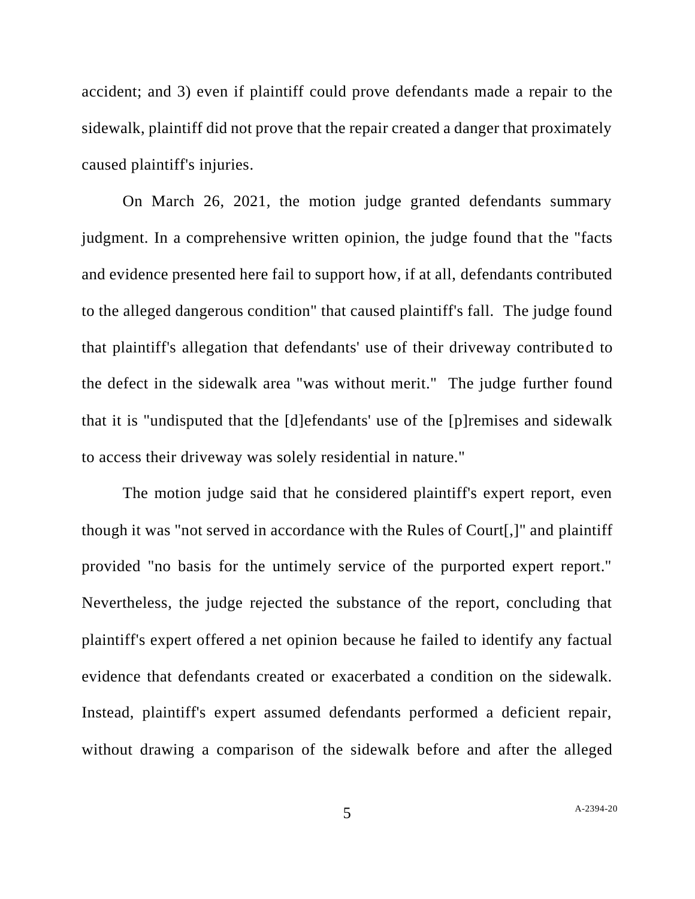accident; and 3) even if plaintiff could prove defendants made a repair to the sidewalk, plaintiff did not prove that the repair created a danger that proximately caused plaintiff's injuries.

On March 26, 2021, the motion judge granted defendants summary judgment. In a comprehensive written opinion, the judge found that the "facts and evidence presented here fail to support how, if at all, defendants contributed to the alleged dangerous condition" that caused plaintiff's fall. The judge found that plaintiff's allegation that defendants' use of their driveway contributed to the defect in the sidewalk area "was without merit." The judge further found that it is "undisputed that the [d]efendants' use of the [p]remises and sidewalk to access their driveway was solely residential in nature."

The motion judge said that he considered plaintiff's expert report, even though it was "not served in accordance with the Rules of Court[,]" and plaintiff provided "no basis for the untimely service of the purported expert report." Nevertheless, the judge rejected the substance of the report, concluding that plaintiff's expert offered a net opinion because he failed to identify any factual evidence that defendants created or exacerbated a condition on the sidewalk. Instead, plaintiff's expert assumed defendants performed a deficient repair, without drawing a comparison of the sidewalk before and after the alleged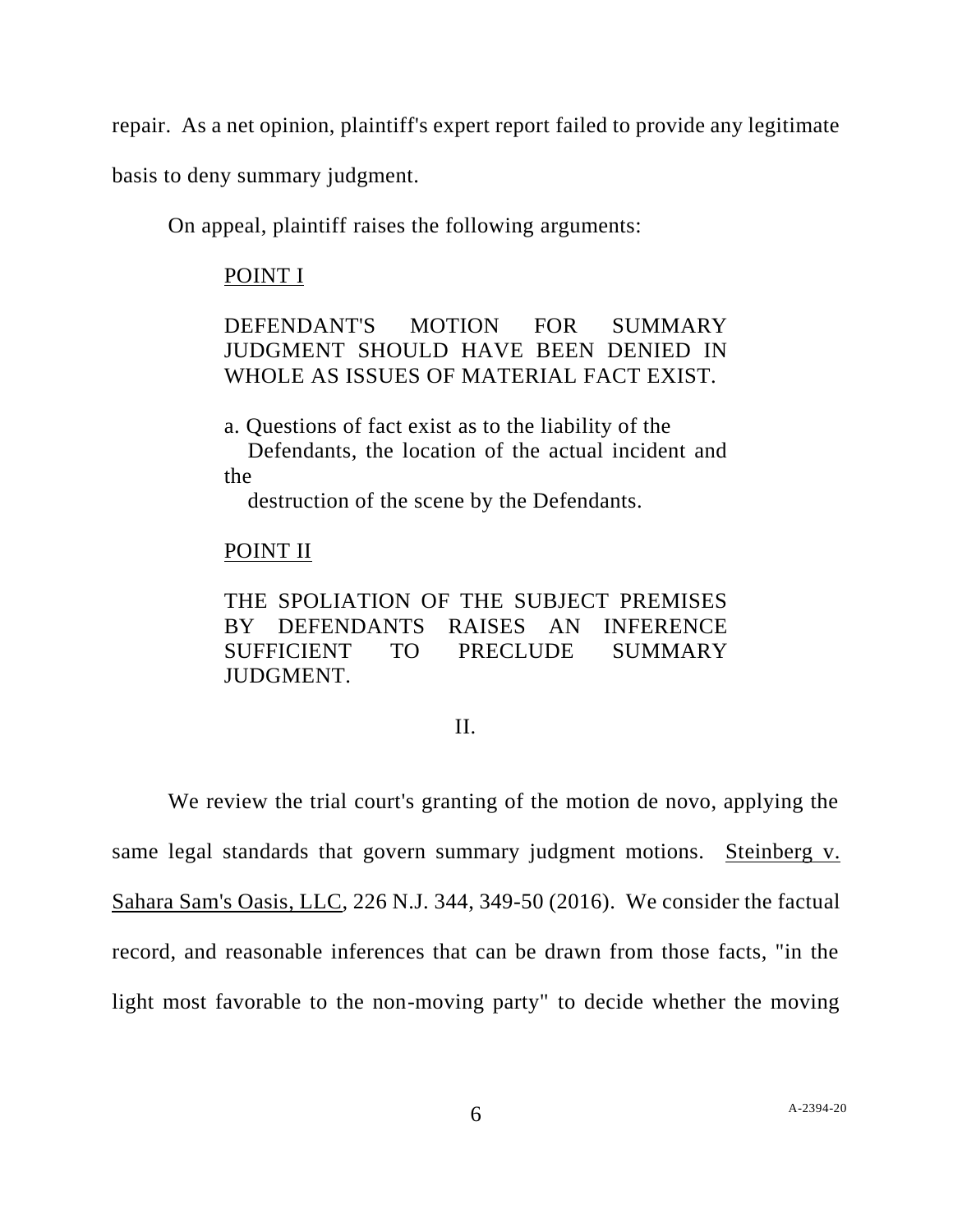repair. As a net opinion, plaintiff's expert report failed to provide any legitimate basis to deny summary judgment.

On appeal, plaintiff raises the following arguments:

> POINT I
>
> DEFENDANT'S MOTION FOR SUMMARY JUDGMENT SHOULD HAVE BEEN DENIED IN WHOLE AS ISSUES OF MATERIAL FACT EXIST.
>
> a. Questions of fact exist as to the liability of the Defendants, the location of the actual incident and the destruction of the scene by the Defendants.
>
> POINT II
>
> THE SPOLIATION OF THE SUBJECT PREMISES BY DEFENDANTS RAISES AN INFERENCE SUFFICIENT TO PRECLUDE SUMMARY JUDGMENT.

## II.

We review the trial court's granting of the motion de novo, applying the same legal standards that govern summary judgment motions. Steinberg v. Sahara Sam's Oasis, LLC, 226 N.J. 344, 349-50 (2016). We consider the factual record, and reasonable inferences that can be drawn from those facts, "in the light most favorable to the non-moving party" to decide whether the moving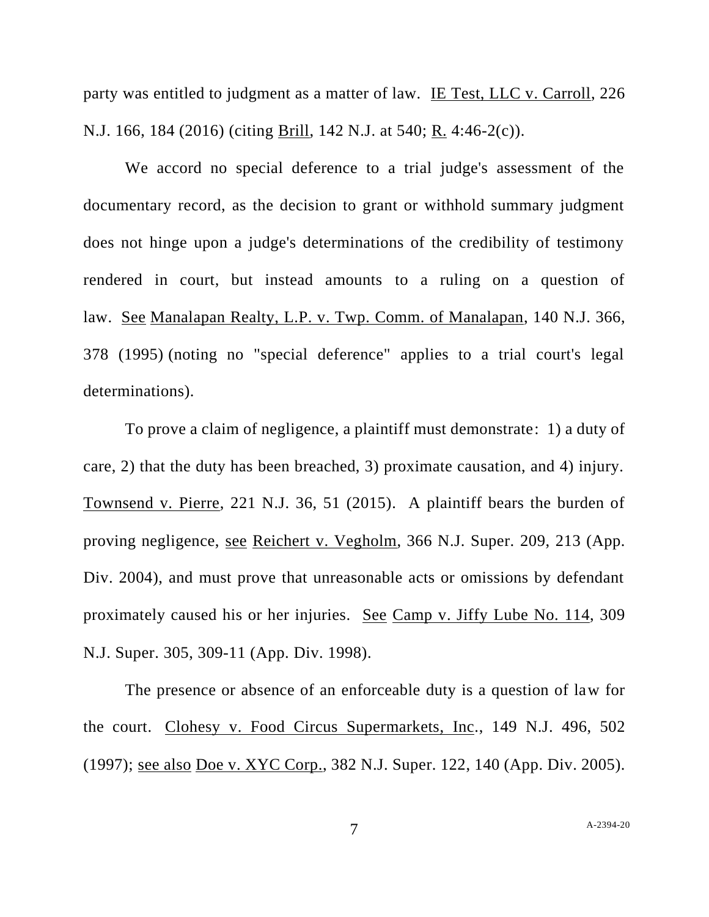party was entitled to judgment as a matter of law. IE Test, LLC v. Carroll, 226 N.J. 166, 184 (2016) (citing Brill, 142 N.J. at 540; R. 4:46-2(c)).

We accord no special deference to a trial judge's assessment of the documentary record, as the decision to grant or withhold summary judgment does not hinge upon a judge's determinations of the credibility of testimony rendered in court, but instead amounts to a ruling on a question of law. See Manalapan Realty, L.P. v. Twp. Comm. of Manalapan, 140 N.J. 366, 378 (1995) (noting no "special deference" applies to a trial court's legal determinations).

To prove a claim of negligence, a plaintiff must demonstrate: 1) a duty of care, 2) that the duty has been breached, 3) proximate causation, and 4) injury. Townsend v. Pierre, 221 N.J. 36, 51 (2015). A plaintiff bears the burden of proving negligence, see Reichert v. Vegholm, 366 N.J. Super. 209, 213 (App. Div. 2004), and must prove that unreasonable acts or omissions by defendant proximately caused his or her injuries. See Camp v. Jiffy Lube No. 114, 309 N.J. Super. 305, 309-11 (App. Div. 1998).

The presence or absence of an enforceable duty is a question of law for the court. Clohesy v. Food Circus Supermarkets, Inc., 149 N.J. 496, 502 (1997); see also Doe v. XYC Corp., 382 N.J. Super. 122, 140 (App. Div. 2005).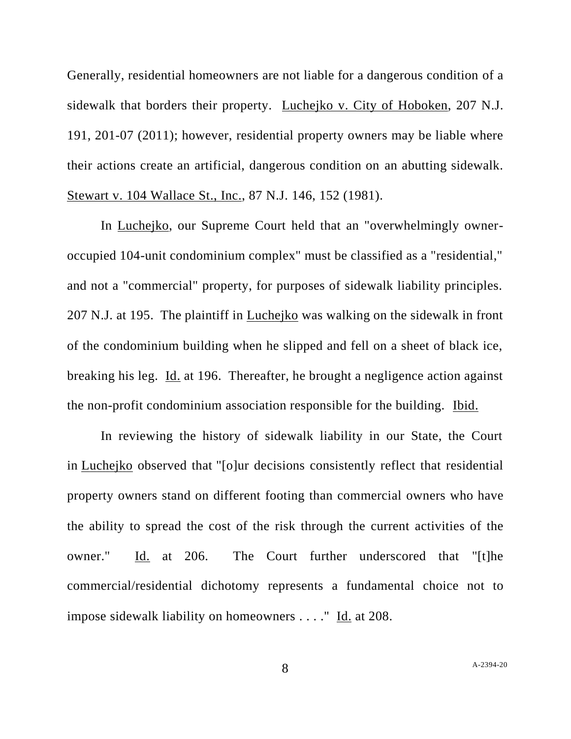Generally, residential homeowners are not liable for a dangerous condition of a sidewalk that borders their property. Luchejko v. City of Hoboken, 207 N.J. 191, 201-07 (2011); however, residential property owners may be liable where their actions create an artificial, dangerous condition on an abutting sidewalk. Stewart v. 104 Wallace St., Inc., 87 N.J. 146, 152 (1981).

In Luchejko, our Supreme Court held that an "overwhelmingly owner-occupied 104-unit condominium complex" must be classified as a "residential," and not a "commercial" property, for purposes of sidewalk liability principles. 207 N.J. at 195. The plaintiff in Luchejko was walking on the sidewalk in front of the condominium building when he slipped and fell on a sheet of black ice, breaking his leg. Id. at 196. Thereafter, he brought a negligence action against the non-profit condominium association responsible for the building. Ibid.

In reviewing the history of sidewalk liability in our State, the Court in Luchejko observed that "[o]ur decisions consistently reflect that residential property owners stand on different footing than commercial owners who have the ability to spread the cost of the risk through the current activities of the owner." Id. at 206. The Court further underscored that "[t]he commercial/residential dichotomy represents a fundamental choice not to impose sidewalk liability on homeowners . . . ." Id. at 208.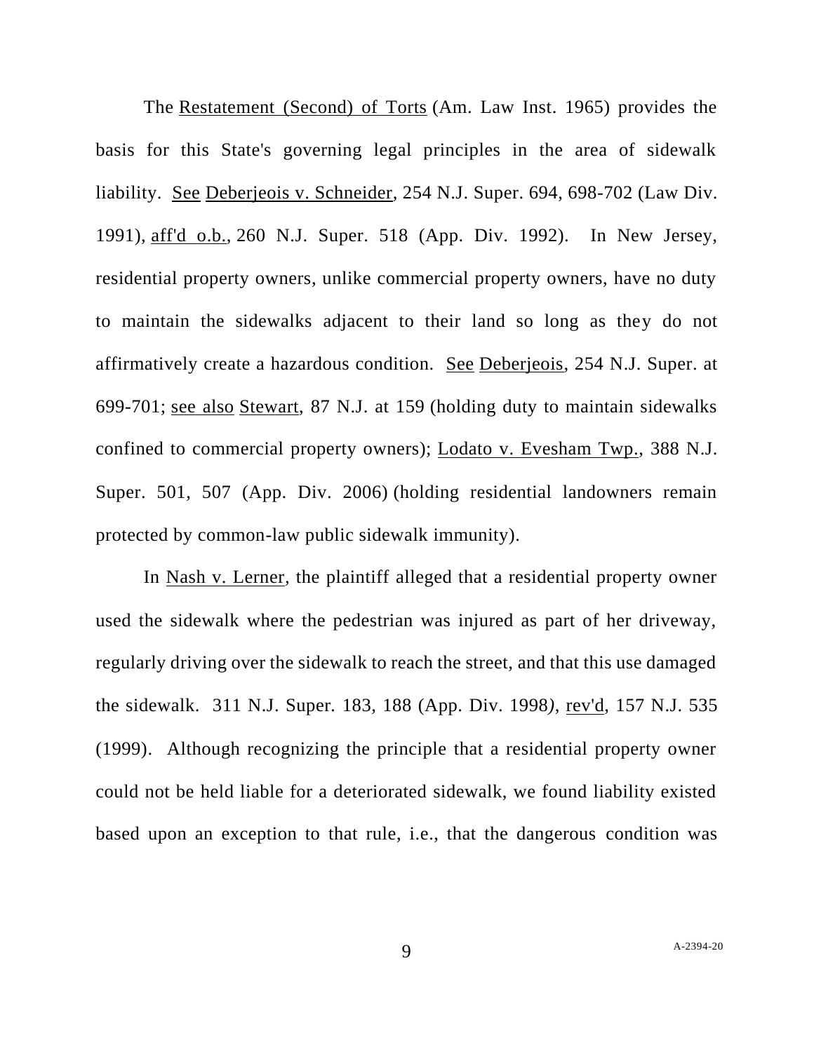The Restatement (Second) of Torts (Am. Law Inst. 1965) provides the basis for this State's governing legal principles in the area of sidewalk liability. See Deberjeois v. Schneider, 254 N.J. Super. 694, 698-702 (Law Div. 1991), aff'd o.b., 260 N.J. Super. 518 (App. Div. 1992). In New Jersey, residential property owners, unlike commercial property owners, have no duty to maintain the sidewalks adjacent to their land so long as they do not affirmatively create a hazardous condition. See Deberjeois, 254 N.J. Super. at 699-701; see also Stewart, 87 N.J. at 159 (holding duty to maintain sidewalks confined to commercial property owners); Lodato v. Evesham Twp., 388 N.J. Super. 501, 507 (App. Div. 2006) (holding residential landowners remain protected by common-law public sidewalk immunity).

In Nash v. Lerner, the plaintiff alleged that a residential property owner used the sidewalk where the pedestrian was injured as part of her driveway, regularly driving over the sidewalk to reach the street, and that this use damaged the sidewalk. 311 N.J. Super. 183, 188 (App. Div. 1998), rev'd, 157 N.J. 535 (1999). Although recognizing the principle that a residential property owner could not be held liable for a deteriorated sidewalk, we found liability existed based upon an exception to that rule, i.e., that the dangerous condition was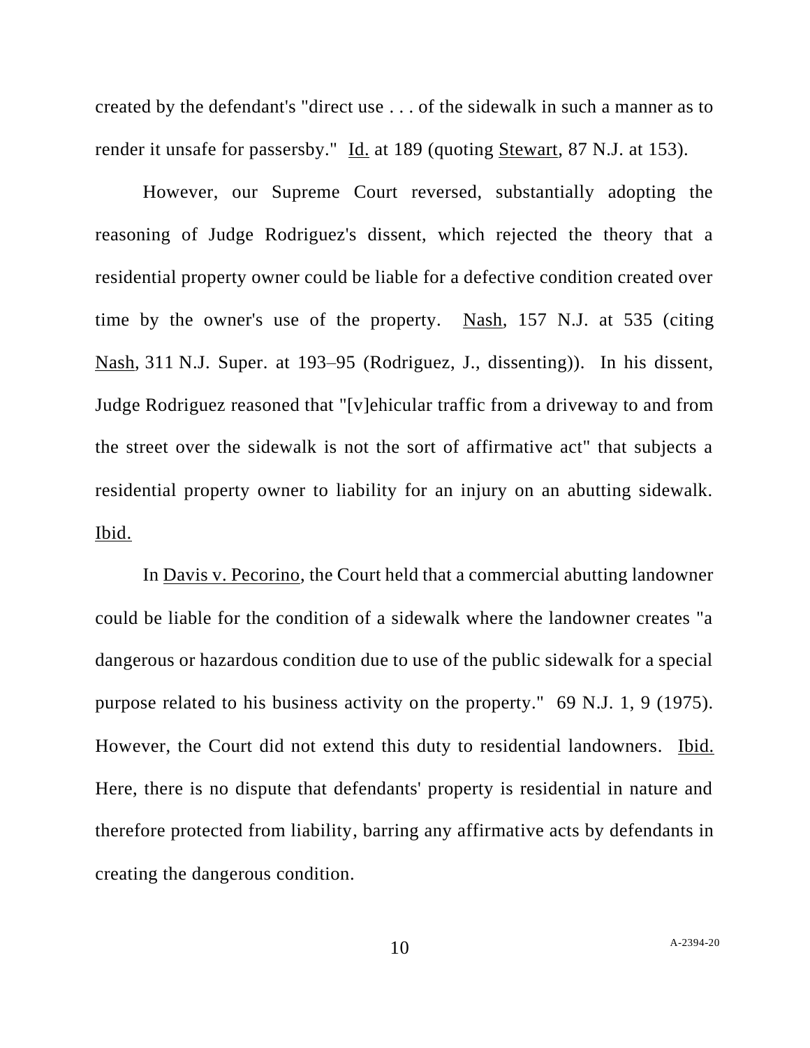created by the defendant's "direct use . . . of the sidewalk in such a manner as to render it unsafe for passersby." Id. at 189 (quoting Stewart, 87 N.J. at 153).

However, our Supreme Court reversed, substantially adopting the reasoning of Judge Rodriguez's dissent, which rejected the theory that a residential property owner could be liable for a defective condition created over time by the owner's use of the property. Nash, 157 N.J. at 535 (citing Nash, 311 N.J. Super. at 193–95 (Rodriguez, J., dissenting)). In his dissent, Judge Rodriguez reasoned that "[v]ehicular traffic from a driveway to and from the street over the sidewalk is not the sort of affirmative act" that subjects a residential property owner to liability for an injury on an abutting sidewalk. Ibid.

In Davis v. Pecorino, the Court held that a commercial abutting landowner could be liable for the condition of a sidewalk where the landowner creates "a dangerous or hazardous condition due to use of the public sidewalk for a special purpose related to his business activity on the property." 69 N.J. 1, 9 (1975). However, the Court did not extend this duty to residential landowners. Ibid. Here, there is no dispute that defendants' property is residential in nature and therefore protected from liability, barring any affirmative acts by defendants in creating the dangerous condition.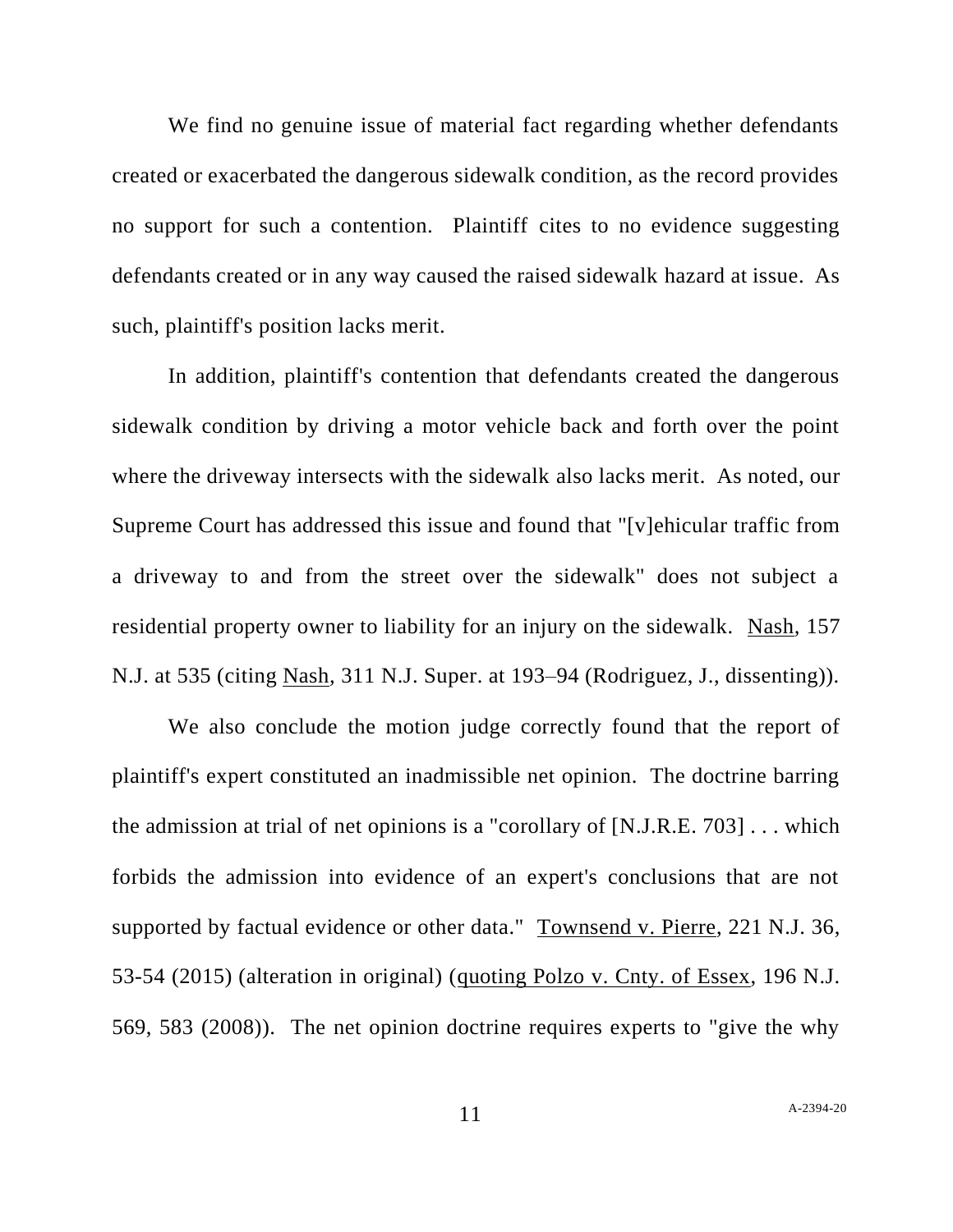We find no genuine issue of material fact regarding whether defendants created or exacerbated the dangerous sidewalk condition, as the record provides no support for such a contention. Plaintiff cites to no evidence suggesting defendants created or in any way caused the raised sidewalk hazard at issue. As such, plaintiff's position lacks merit.

In addition, plaintiff's contention that defendants created the dangerous sidewalk condition by driving a motor vehicle back and forth over the point where the driveway intersects with the sidewalk also lacks merit. As noted, our Supreme Court has addressed this issue and found that "[v]ehicular traffic from a driveway to and from the street over the sidewalk" does not subject a residential property owner to liability for an injury on the sidewalk. Nash, 157 N.J. at 535 (citing Nash, 311 N.J. Super. at 193–94 (Rodriguez, J., dissenting)).

We also conclude the motion judge correctly found that the report of plaintiff's expert constituted an inadmissible net opinion. The doctrine barring the admission at trial of net opinions is a "corollary of [N.J.R.E. 703] . . . which forbids the admission into evidence of an expert's conclusions that are not supported by factual evidence or other data." Townsend v. Pierre, 221 N.J. 36, 53-54 (2015) (alteration in original) (quoting Polzo v. Cnty. of Essex, 196 N.J. 569, 583 (2008)). The net opinion doctrine requires experts to "give the why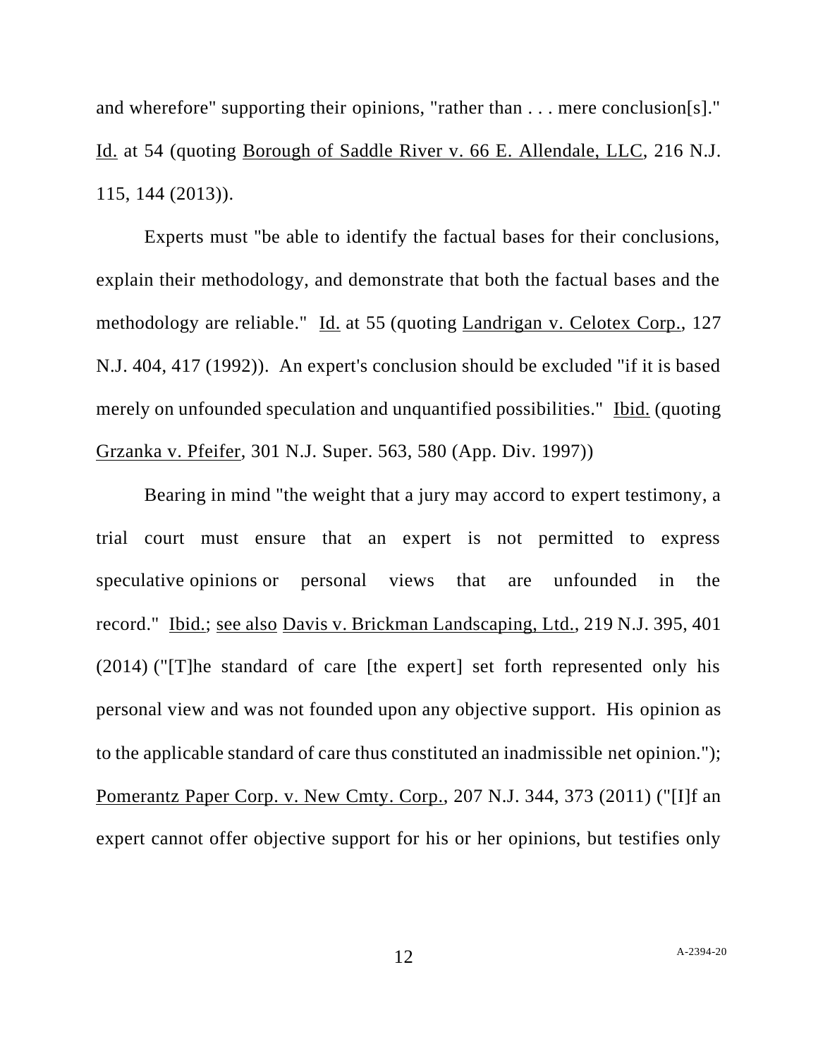and wherefore" supporting their opinions, "rather than . . . mere conclusion[s]." Id. at 54 (quoting Borough of Saddle River v. 66 E. Allendale, LLC, 216 N.J. 115, 144 (2013)).

Experts must "be able to identify the factual bases for their conclusions, explain their methodology, and demonstrate that both the factual bases and the methodology are reliable." Id. at 55 (quoting Landrigan v. Celotex Corp., 127 N.J. 404, 417 (1992)). An expert's conclusion should be excluded "if it is based merely on unfounded speculation and unquantified possibilities." Ibid. (quoting Grzanka v. Pfeifer, 301 N.J. Super. 563, 580 (App. Div. 1997))

Bearing in mind "the weight that a jury may accord to expert testimony, a trial court must ensure that an expert is not permitted to express speculative opinions or personal views that are unfounded in the record." Ibid.; see also Davis v. Brickman Landscaping, Ltd., 219 N.J. 395, 401 (2014) ("[T]he standard of care [the expert] set forth represented only his personal view and was not founded upon any objective support. His opinion as to the applicable standard of care thus constituted an inadmissible net opinion."); Pomerantz Paper Corp. v. New Cmty. Corp., 207 N.J. 344, 373 (2011) ("[I]f an expert cannot offer objective support for his or her opinions, but testifies only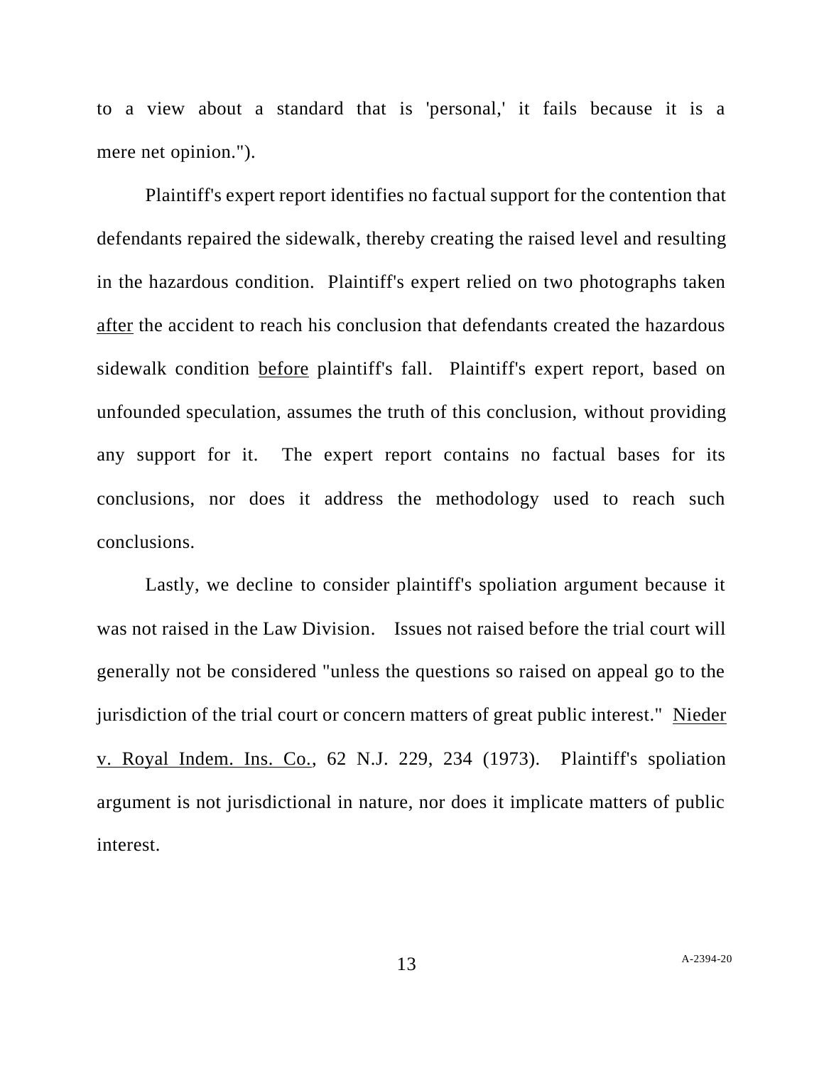to a view about a standard that is 'personal,' it fails because it is a mere net opinion.").

Plaintiff's expert report identifies no factual support for the contention that defendants repaired the sidewalk, thereby creating the raised level and resulting in the hazardous condition. Plaintiff's expert relied on two photographs taken after the accident to reach his conclusion that defendants created the hazardous sidewalk condition before plaintiff's fall. Plaintiff's expert report, based on unfounded speculation, assumes the truth of this conclusion, without providing any support for it. The expert report contains no factual bases for its conclusions, nor does it address the methodology used to reach such conclusions.

Lastly, we decline to consider plaintiff's spoliation argument because it was not raised in the Law Division. Issues not raised before the trial court will generally not be considered "unless the questions so raised on appeal go to the jurisdiction of the trial court or concern matters of great public interest." Nieder v. Royal Indem. Ins. Co., 62 N.J. 229, 234 (1973). Plaintiff's spoliation argument is not jurisdictional in nature, nor does it implicate matters of public interest.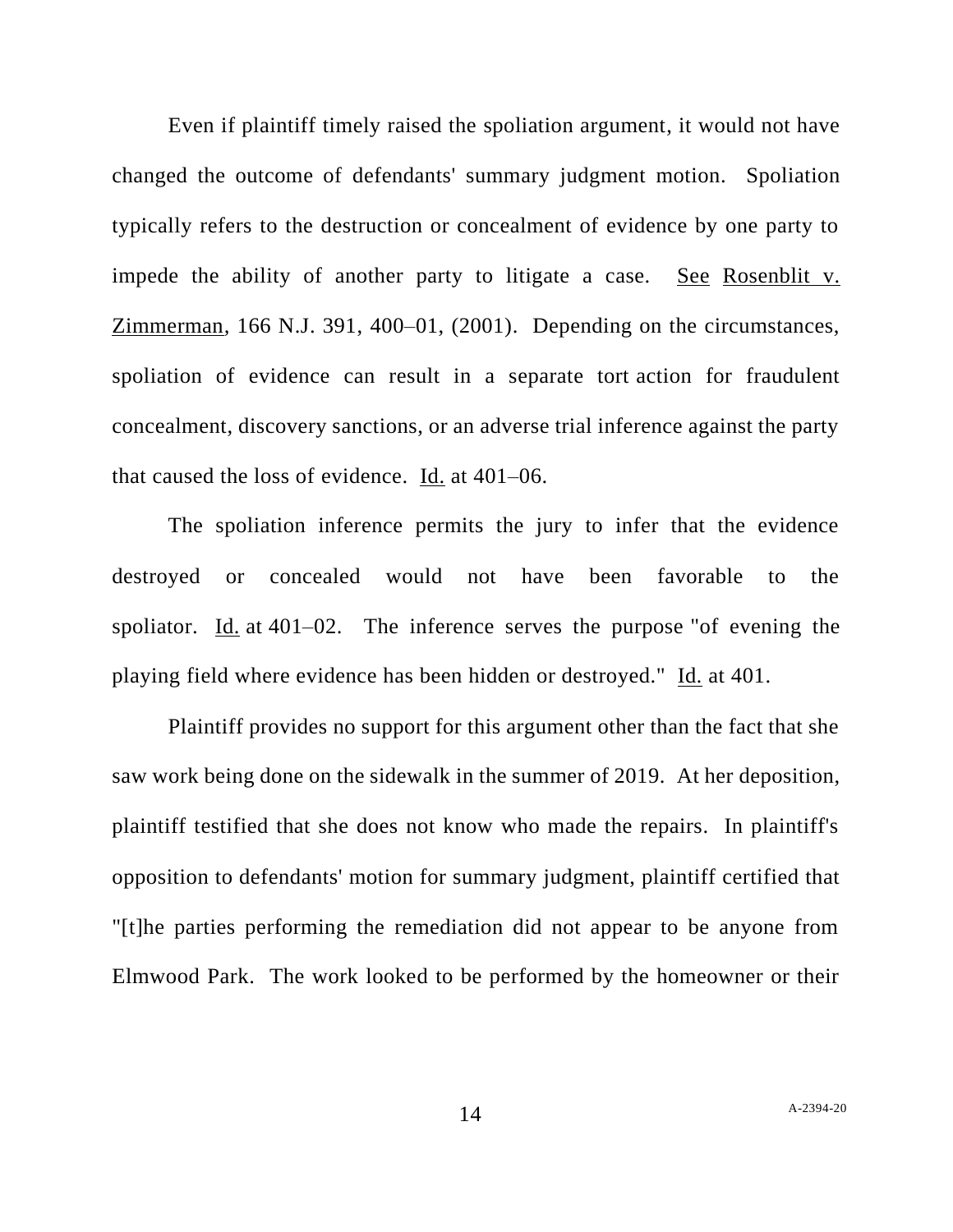Even if plaintiff timely raised the spoliation argument, it would not have changed the outcome of defendants' summary judgment motion. Spoliation typically refers to the destruction or concealment of evidence by one party to impede the ability of another party to litigate a case. See Rosenblit v. Zimmerman, 166 N.J. 391, 400–01, (2001). Depending on the circumstances, spoliation of evidence can result in a separate tort action for fraudulent concealment, discovery sanctions, or an adverse trial inference against the party that caused the loss of evidence. Id. at 401–06.

The spoliation inference permits the jury to infer that the evidence destroyed or concealed would not have been favorable to the spoliator. Id. at 401–02. The inference serves the purpose "of evening the playing field where evidence has been hidden or destroyed." Id. at 401.

Plaintiff provides no support for this argument other than the fact that she saw work being done on the sidewalk in the summer of 2019. At her deposition, plaintiff testified that she does not know who made the repairs. In plaintiff's opposition to defendants' motion for summary judgment, plaintiff certified that "[t]he parties performing the remediation did not appear to be anyone from Elmwood Park. The work looked to be performed by the homeowner or their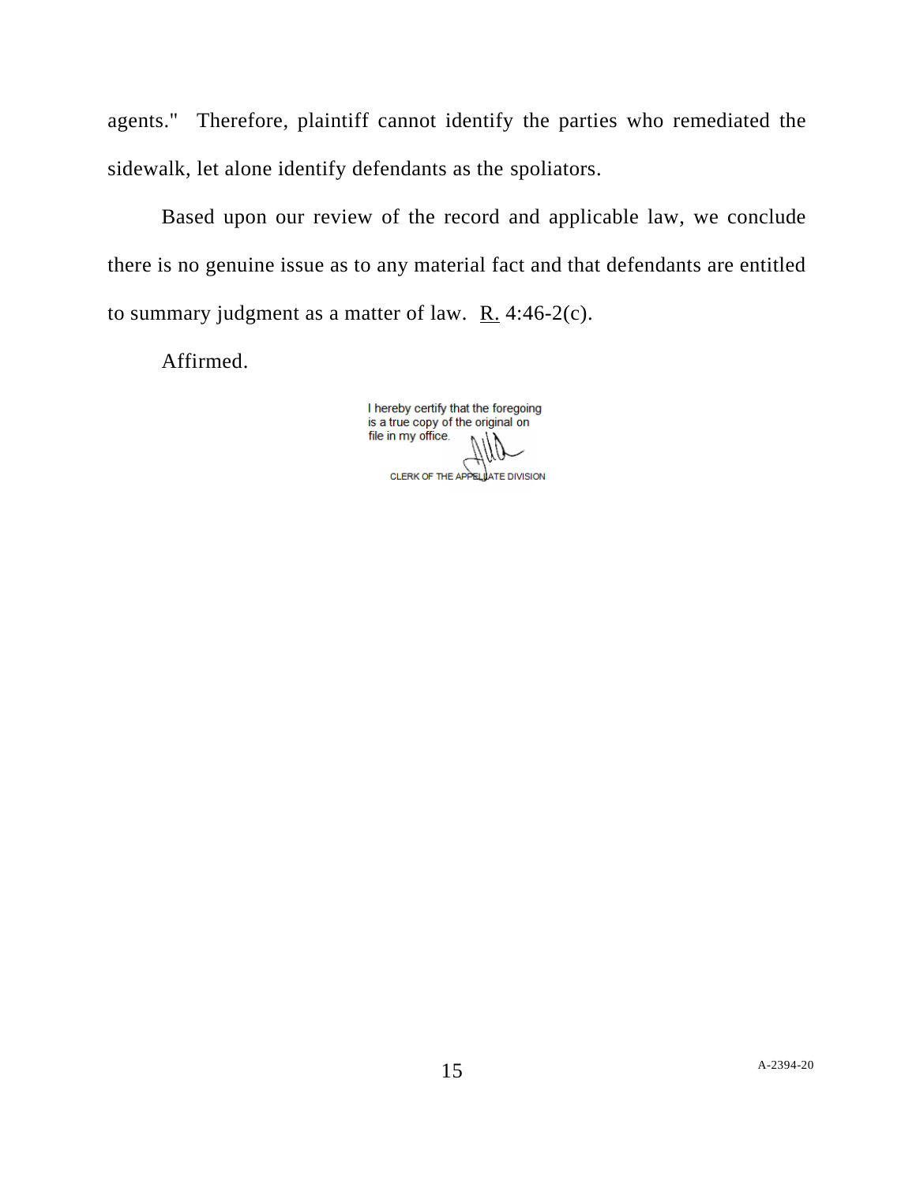agents." Therefore, plaintiff cannot identify the parties who remediated the sidewalk, let alone identify defendants as the spoliators.

Based upon our review of the record and applicable law, we conclude there is no genuine issue as to any material fact and that defendants are entitled to summary judgment as a matter of law. R. 4:46-2(c).

Affirmed.

I hereby certify that the foregoing is a true copy of the original on file in my office.

CLERK OF THE APPELLATE DIVISION